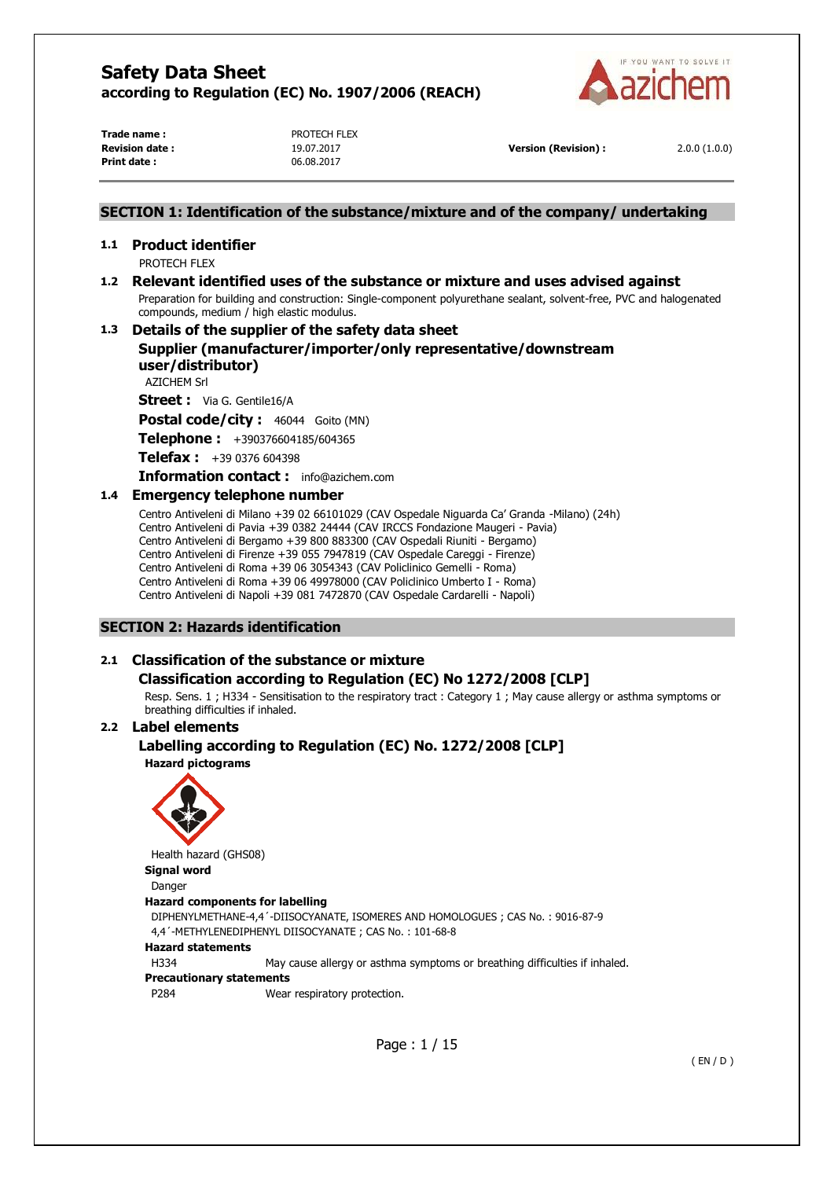# Safety Data Sheet
**according to Regulation (EC) No. 1907/2006 (REACH)**

| | | | |
|---|---|---|---|
| **Trade name :** | PROTECH FLEX | | |
| **Revision date :** | 19.07.2017 | **Version (Revision) :** | 2.0.0 (1.0.0) |
| **Print date :** | 06.08.2017 | | |

## SECTION 1: Identification of the substance/mixture and of the company/ undertaking

### 1.1 Product identifier

PROTECH FLEX

### 1.2 Relevant identified uses of the substance or mixture and uses advised against

Preparation for building and construction: Single-component polyurethane sealant, solvent-free, PVC and halogenated compounds, medium / high elastic modulus.

### 1.3 Details of the supplier of the safety data sheet

#### Supplier (manufacturer/importer/only representative/downstream user/distributor)

AZICHEM Srl

**Street :** Via G. Gentile16/A

**Postal code/city :** 46044 Goito (MN)

**Telephone :** +390376604185/604365

**Telefax :** +39 0376 604398

**Information contact :** info@azichem.com

### 1.4 Emergency telephone number

Centro Antiveleni di Milano +39 02 66101029 (CAV Ospedale Niguarda Ca' Granda -Milano) (24h)
Centro Antiveleni di Pavia +39 0382 24444 (CAV IRCCS Fondazione Maugeri - Pavia)
Centro Antiveleni di Bergamo +39 800 883300 (CAV Ospedali Riuniti - Bergamo)
Centro Antiveleni di Firenze +39 055 7947819 (CAV Ospedale Careggi - Firenze)
Centro Antiveleni di Roma +39 06 3054343 (CAV Policlinico Gemelli - Roma)
Centro Antiveleni di Roma +39 06 49978000 (CAV Policlinico Umberto I - Roma)
Centro Antiveleni di Napoli +39 081 7472870 (CAV Ospedale Cardarelli - Napoli)

## SECTION 2: Hazards identification

### 2.1 Classification of the substance or mixture

#### Classification according to Regulation (EC) No 1272/2008 [CLP]

Resp. Sens. 1 ; H334 - Sensitisation to the respiratory tract : Category 1 ; May cause allergy or asthma symptoms or breathing difficulties if inhaled.

### 2.2 Label elements

#### Labelling according to Regulation (EC) No. 1272/2008 [CLP]

**Hazard pictograms**

Health hazard (GHS08)

**Signal word**

Danger

**Hazard components for labelling**

DIPHENYLMETHANE-4,4´-DIISOCYANATE, ISOMERES AND HOMOLOGUES ; CAS No. : 9016-87-9
4,4´-METHYLENEDIPHENYL DIISOCYANATE ; CAS No. : 101-68-8

**Hazard statements**

| | |
|---|---|
| H334 | May cause allergy or asthma symptoms or breathing difficulties if inhaled. |

**Precautionary statements**

| | |
|---|---|
| P284 | Wear respiratory protection. |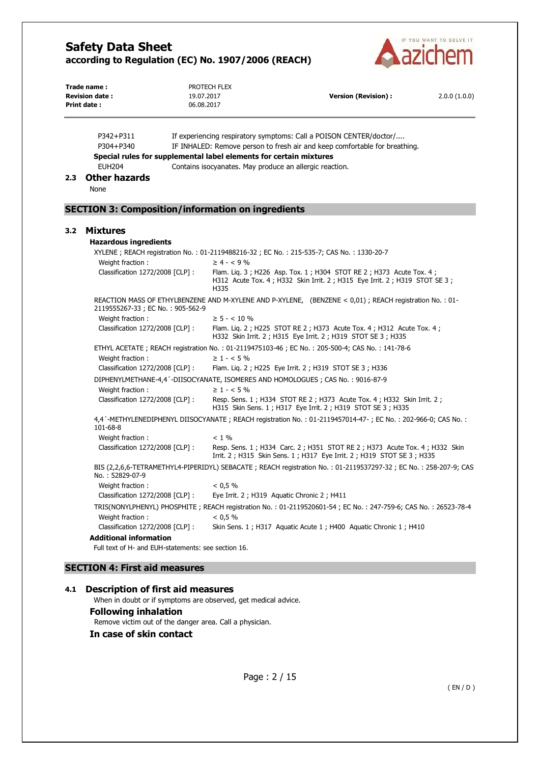| | |
|---|---|
| P342+P311 | If experiencing respiratory symptoms: Call a POISON CENTER/doctor/.... |
| P304+P340 | IF INHALED: Remove person to fresh air and keep comfortable for breathing. |

**Special rules for supplemental label elements for certain mixtures**

| | |
|---|---|
| EUH204 | Contains isocyanates. May produce an allergic reaction. |

## 2.3 Other hazards

None

## SECTION 3: Composition/information on ingredients

## 3.2 Mixtures

### Hazardous ingredients

XYLENE ; REACH registration No. : 01-2119488216-32 ; EC No. : 215-535-7; CAS No. : 1330-20-7

| | |
|---|---|
| Weight fraction : | ≥ 4 - < 9 % |
| Classification 1272/2008 [CLP] : | Flam. Liq. 3 ; H226 Asp. Tox. 1 ; H304 STOT RE 2 ; H373 Acute Tox. 4 ; H312 Acute Tox. 4 ; H332 Skin Irrit. 2 ; H315 Eye Irrit. 2 ; H319 STOT SE 3 ; H335 |

REACTION MASS OF ETHYLBENZENE AND M-XYLENE AND P-XYLENE, (BENZENE < 0,01) ; REACH registration No. : 01-2119555267-33 ; EC No. : 905-562-9

| | |
|---|---|
| Weight fraction : | ≥ 5 - < 10 % |
| Classification 1272/2008 [CLP] : | Flam. Liq. 2 ; H225 STOT RE 2 ; H373 Acute Tox. 4 ; H312 Acute Tox. 4 ; H332 Skin Irrit. 2 ; H315 Eye Irrit. 2 ; H319 STOT SE 3 ; H335 |

ETHYL ACETATE ; REACH registration No. : 01-2119475103-46 ; EC No. : 205-500-4; CAS No. : 141-78-6

| | |
|---|---|
| Weight fraction : | ≥ 1 - < 5 % |
| Classification 1272/2008 [CLP] : | Flam. Liq. 2 ; H225 Eye Irrit. 2 ; H319 STOT SE 3 ; H336 |

DIPHENYLMETHANE-4,4´-DIISOCYANATE, ISOMERES AND HOMOLOGUES ; CAS No. : 9016-87-9

| | |
|---|---|
| Weight fraction : | ≥ 1 - < 5 % |
| Classification 1272/2008 [CLP] : | Resp. Sens. 1 ; H334 STOT RE 2 ; H373 Acute Tox. 4 ; H332 Skin Irrit. 2 ; H315 Skin Sens. 1 ; H317 Eye Irrit. 2 ; H319 STOT SE 3 ; H335 |

4,4´-METHYLENEDIPHENYL DIISOCYANATE ; REACH registration No. : 01-2119457014-47- ; EC No. : 202-966-0; CAS No. : 101-68-8

| | |
|---|---|
| Weight fraction : | < 1 % |
| Classification 1272/2008 [CLP] : | Resp. Sens. 1 ; H334 Carc. 2 ; H351 STOT RE 2 ; H373 Acute Tox. 4 ; H332 Skin Irrit. 2 ; H315 Skin Sens. 1 ; H317 Eye Irrit. 2 ; H319 STOT SE 3 ; H335 |

BIS (2,2,6,6-TETRAMETHYL4-PIPERIDYL) SEBACATE ; REACH registration No. : 01-2119537297-32 ; EC No. : 258-207-9; CAS No. : 52829-07-9

| | |
|---|---|
| Weight fraction : | < 0,5 % |
| Classification 1272/2008 [CLP] : | Eye Irrit. 2 ; H319 Aquatic Chronic 2 ; H411 |

TRIS(NONYLPHENYL) PHOSPHITE ; REACH registration No. : 01-2119520601-54 ; EC No. : 247-759-6; CAS No. : 26523-78-4

| | |
|---|---|
| Weight fraction : | < 0,5 % |
| Classification 1272/2008 [CLP] : | Skin Sens. 1 ; H317 Aquatic Acute 1 ; H400 Aquatic Chronic 1 ; H410 |

### Additional information

Full text of H- and EUH-statements: see section 16.

## SECTION 4: First aid measures

## 4.1 Description of first aid measures

When in doubt or if symptoms are observed, get medical advice.

### Following inhalation

Remove victim out of the danger area. Call a physician.

### In case of skin contact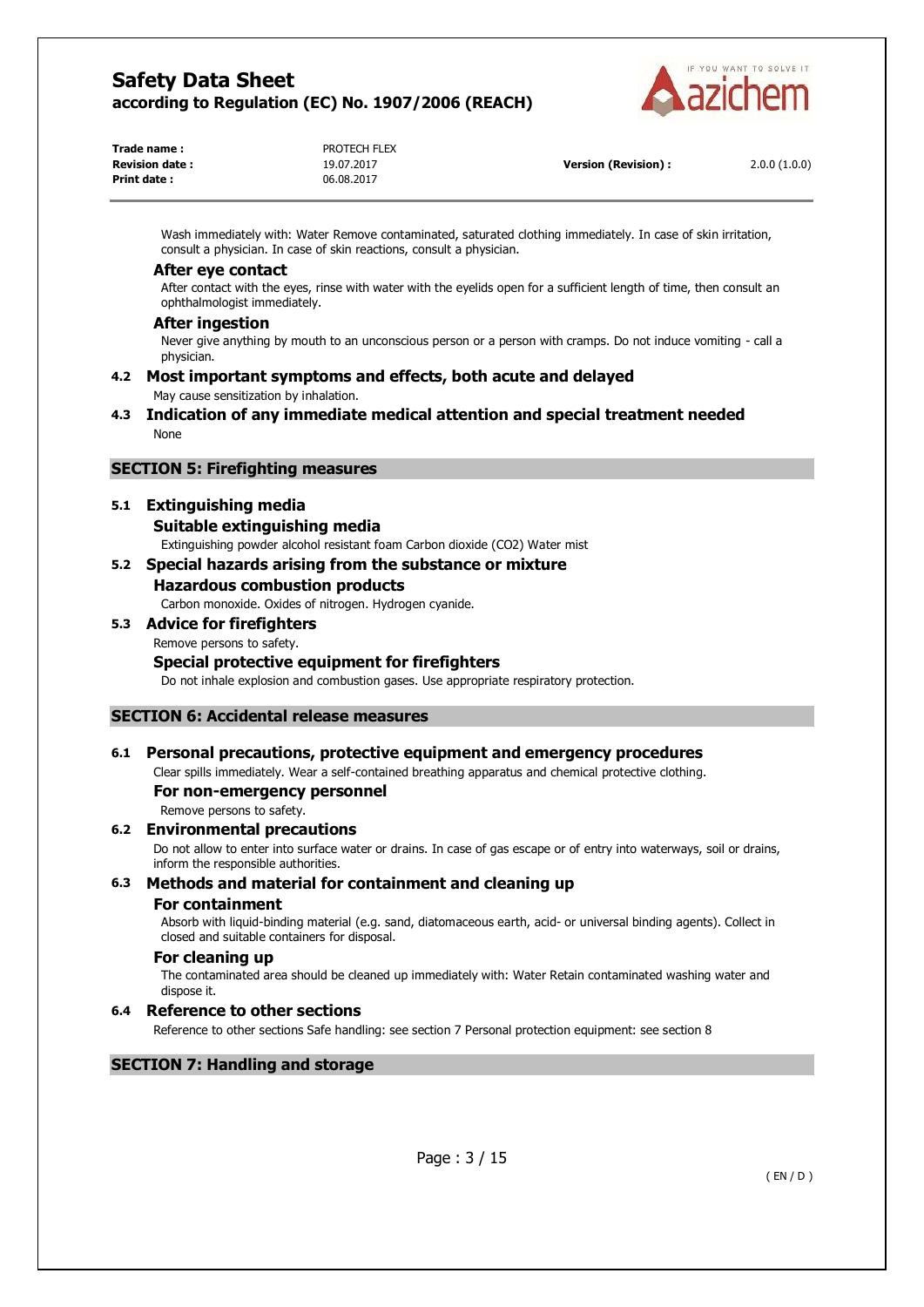Wash immediately with: Water Remove contaminated, saturated clothing immediately. In case of skin irritation, consult a physician. In case of skin reactions, consult a physician.

### After eye contact

After contact with the eyes, rinse with water with the eyelids open for a sufficient length of time, then consult an ophthalmologist immediately.

### After ingestion

Never give anything by mouth to an unconscious person or a person with cramps. Do not induce vomiting - call a physician.

## 4.2 Most important symptoms and effects, both acute and delayed

May cause sensitization by inhalation.

## 4.3 Indication of any immediate medical attention and special treatment needed

None

# SECTION 5: Firefighting measures

## 5.1 Extinguishing media

### Suitable extinguishing media

Extinguishing powder alcohol resistant foam Carbon dioxide ($CO_2$) Water mist

## 5.2 Special hazards arising from the substance or mixture

### Hazardous combustion products

Carbon monoxide. Oxides of nitrogen. Hydrogen cyanide.

## 5.3 Advice for firefighters

Remove persons to safety.

### Special protective equipment for firefighters

Do not inhale explosion and combustion gases. Use appropriate respiratory protection.

# SECTION 6: Accidental release measures

## 6.1 Personal precautions, protective equipment and emergency procedures

Clear spills immediately. Wear a self-contained breathing apparatus and chemical protective clothing.

### For non-emergency personnel

Remove persons to safety.

## 6.2 Environmental precautions

Do not allow to enter into surface water or drains. In case of gas escape or of entry into waterways, soil or drains, inform the responsible authorities.

## 6.3 Methods and material for containment and cleaning up

### For containment

Absorb with liquid-binding material (e.g. sand, diatomaceous earth, acid- or universal binding agents). Collect in closed and suitable containers for disposal.

### For cleaning up

The contaminated area should be cleaned up immediately with: Water Retain contaminated washing water and dispose it.

## 6.4 Reference to other sections

Reference to other sections Safe handling: see section 7 Personal protection equipment: see section 8

# SECTION 7: Handling and storage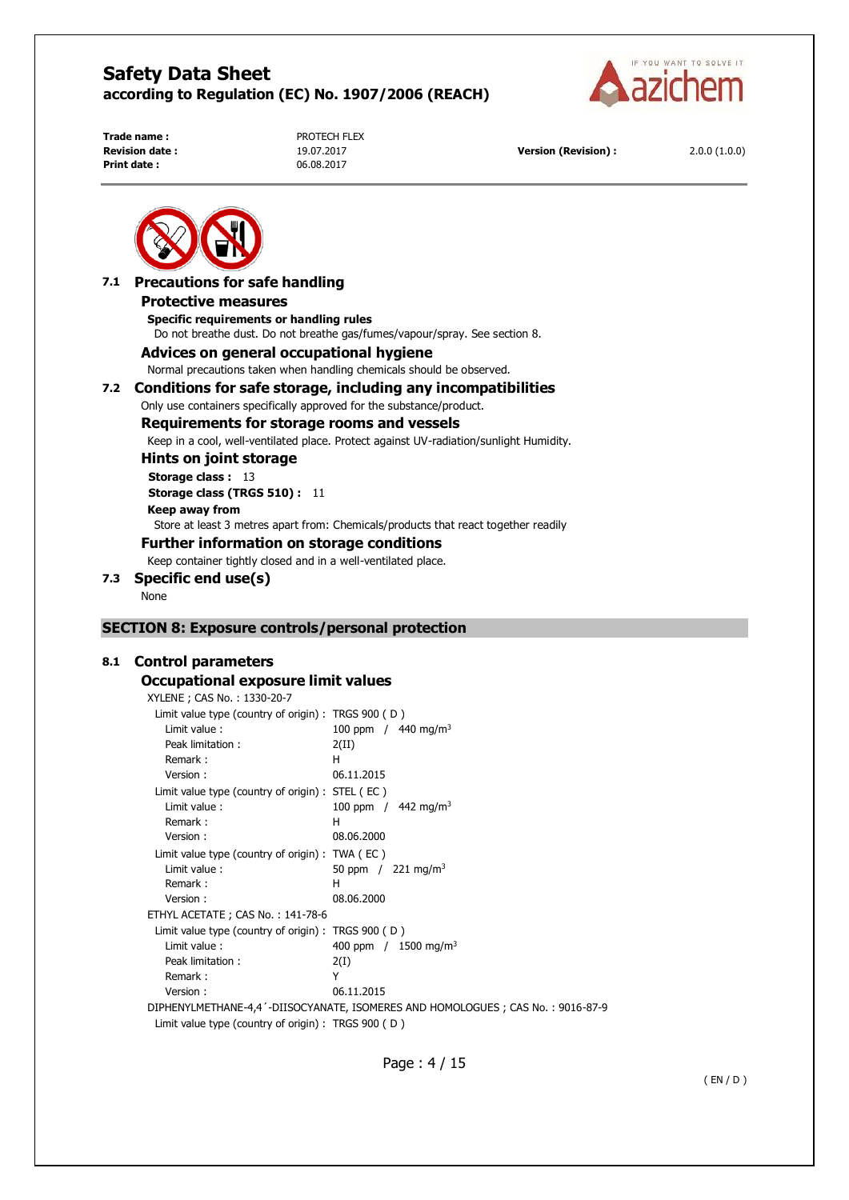### 7.1 Precautions for safe handling

#### Protective measures

**Specific requirements or handling rules**

Do not breathe dust. Do not breathe gas/fumes/vapour/spray. See section 8.

#### Advices on general occupational hygiene

Normal precautions taken when handling chemicals should be observed.

### 7.2 Conditions for safe storage, including any incompatibilities

Only use containers specifically approved for the substance/product.

#### Requirements for storage rooms and vessels

Keep in a cool, well-ventilated place. Protect against UV-radiation/sunlight Humidity.

#### Hints on joint storage

**Storage class :** 13

**Storage class (TRGS 510) :** 11

**Keep away from**

Store at least 3 metres apart from: Chemicals/products that react together readily

#### Further information on storage conditions

Keep container tightly closed and in a well-ventilated place.

### 7.3 Specific end use(s)

None

## SECTION 8: Exposure controls/personal protection

### 8.1 Control parameters

#### Occupational exposure limit values

XYLENE ; CAS No. : 1330-20-7

Limit value type (country of origin) : TRGS 900 ( D )
- Limit value : 100 ppm / 440 mg/m³
- Peak limitation : 2(II)
- Remark : H
- Version : 06.11.2015

Limit value type (country of origin) : STEL ( EC )
- Limit value : 100 ppm / 442 mg/m³
- Remark : H
- Version : 08.06.2000

Limit value type (country of origin) : TWA ( EC )
- Limit value : 50 ppm / 221 mg/m³
- Remark : H
- Version : 08.06.2000

ETHYL ACETATE ; CAS No. : 141-78-6

Limit value type (country of origin) : TRGS 900 ( D )
- Limit value : 400 ppm / 1500 mg/m³
- Peak limitation : 2(I)
- Remark : Y
- Version : 06.11.2015

DIPHENYLMETHANE-4,4´-DIISOCYANATE, ISOMERES AND HOMOLOGUES ; CAS No. : 9016-87-9

Limit value type (country of origin) : TRGS 900 ( D )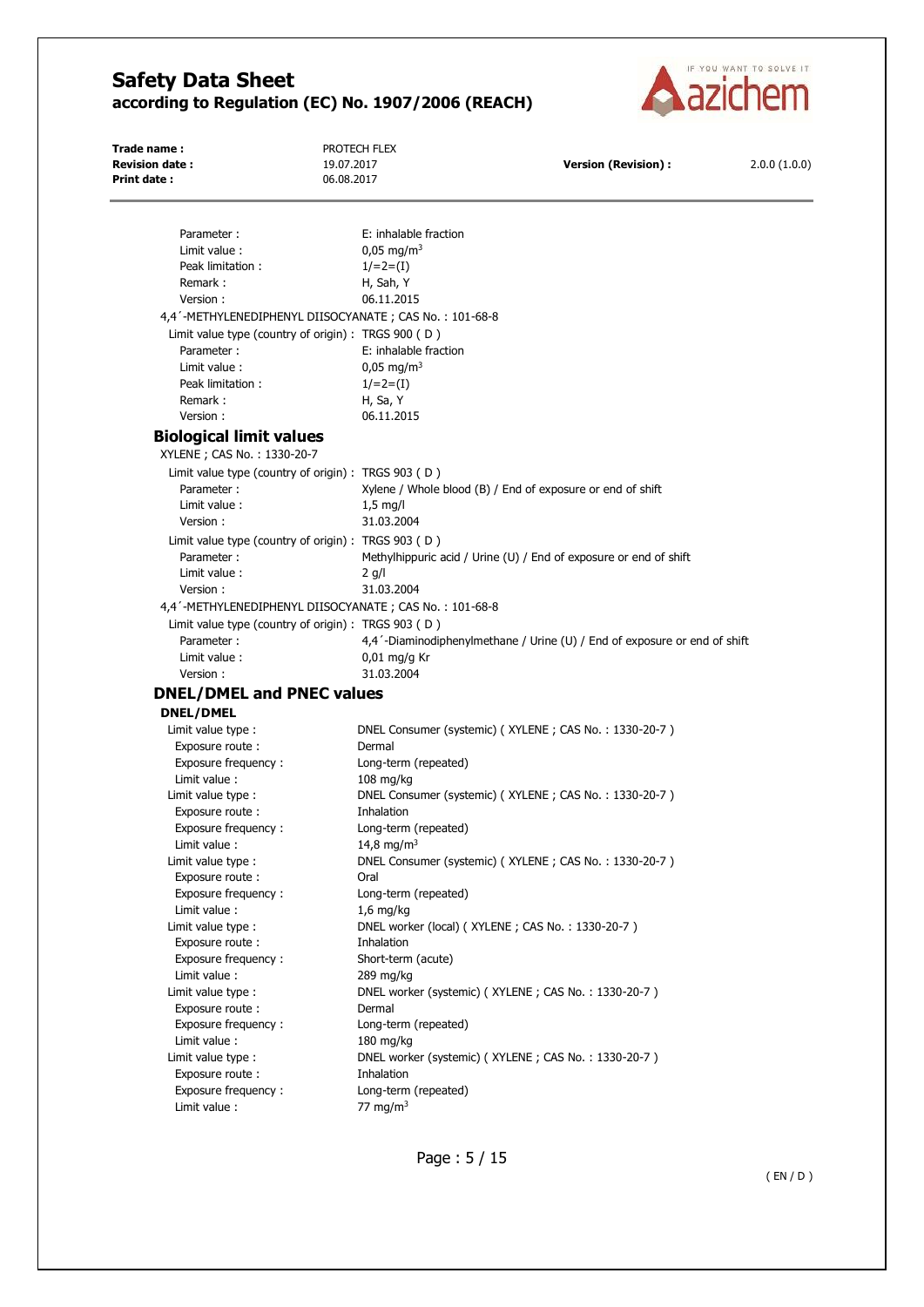Parameter : E: inhalable fraction
Limit value : 0,05 mg/m³
Peak limitation : 1/=2=(I)
Remark : H, Sah, Y
Version : 06.11.2015

4,4´-METHYLENEDIPHENYL DIISOCYANATE ; CAS No. : 101-68-8

Limit value type (country of origin) : TRGS 900 ( D )
Parameter : E: inhalable fraction
Limit value : 0,05 mg/m³
Peak limitation : 1/=2=(I)
Remark : H, Sa, Y
Version : 06.11.2015

## Biological limit values

XYLENE ; CAS No. : 1330-20-7

Limit value type (country of origin) : TRGS 903 ( D )
Parameter : Xylene / Whole blood (B) / End of exposure or end of shift
Limit value : 1,5 mg/l
Version : 31.03.2004

Limit value type (country of origin) : TRGS 903 ( D )
Parameter : Methylhippuric acid / Urine (U) / End of exposure or end of shift
Limit value : 2 g/l
Version : 31.03.2004

4,4´-METHYLENEDIPHENYL DIISOCYANATE ; CAS No. : 101-68-8

Limit value type (country of origin) : TRGS 903 ( D )
Parameter : 4,4´-Diaminodiphenylmethane / Urine (U) / End of exposure or end of shift
Limit value : 0,01 mg/g Kr
Version : 31.03.2004

## DNEL/DMEL and PNEC values

### DNEL/DMEL

Limit value type : DNEL Consumer (systemic) ( XYLENE ; CAS No. : 1330-20-7 )
Exposure route : Dermal
Exposure frequency : Long-term (repeated)
Limit value : 108 mg/kg

Limit value type : DNEL Consumer (systemic) ( XYLENE ; CAS No. : 1330-20-7 )
Exposure route : Inhalation
Exposure frequency : Long-term (repeated)
Limit value : 14,8 mg/m³

Limit value type : DNEL Consumer (systemic) ( XYLENE ; CAS No. : 1330-20-7 )
Exposure route : Oral
Exposure frequency : Long-term (repeated)
Limit value : 1,6 mg/kg

Limit value type : DNEL worker (local) ( XYLENE ; CAS No. : 1330-20-7 )
Exposure route : Inhalation
Exposure frequency : Short-term (acute)
Limit value : 289 mg/kg

Limit value type : DNEL worker (systemic) ( XYLENE ; CAS No. : 1330-20-7 )
Exposure route : Dermal
Exposure frequency : Long-term (repeated)
Limit value : 180 mg/kg

Limit value type : DNEL worker (systemic) ( XYLENE ; CAS No. : 1330-20-7 )
Exposure route : Inhalation
Exposure frequency : Long-term (repeated)
Limit value : 77 mg/m³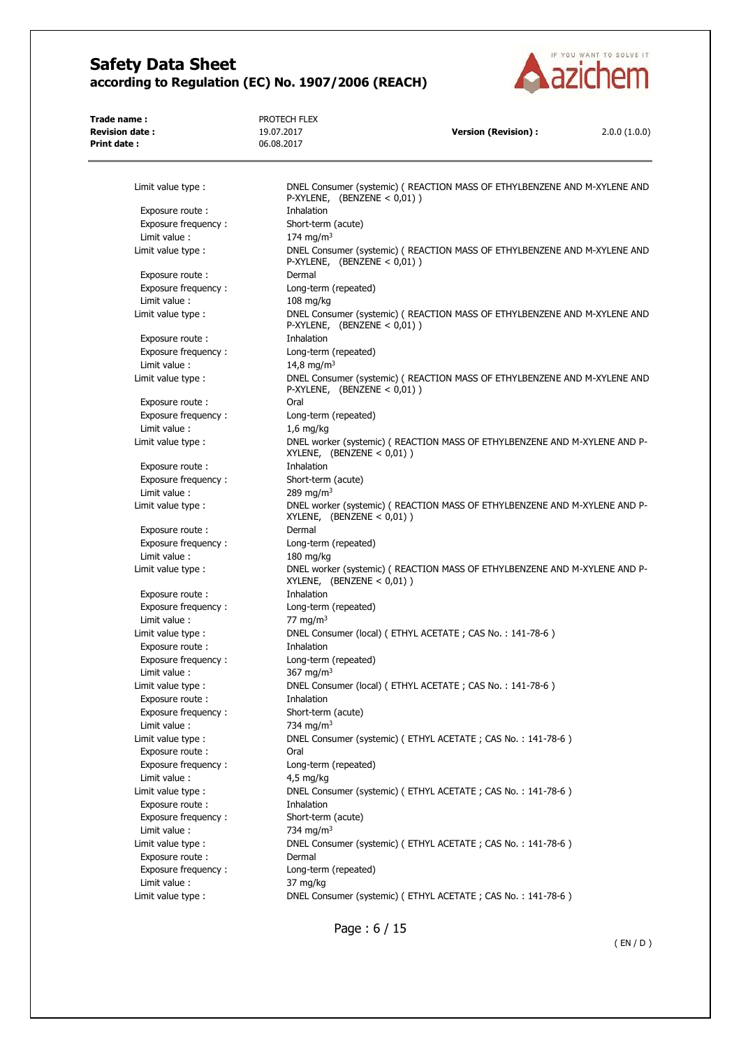Limit value type : DNEL Consumer (systemic) ( REACTION MASS OF ETHYLBENZENE AND M-XYLENE AND P-XYLENE, (BENZENE < 0,01) )
Exposure route : Inhalation
Exposure frequency : Short-term (acute)
Limit value : 174 mg/m³

Limit value type : DNEL Consumer (systemic) ( REACTION MASS OF ETHYLBENZENE AND M-XYLENE AND P-XYLENE, (BENZENE < 0,01) )
Exposure route : Dermal
Exposure frequency : Long-term (repeated)
Limit value : 108 mg/kg

Limit value type : DNEL Consumer (systemic) ( REACTION MASS OF ETHYLBENZENE AND M-XYLENE AND P-XYLENE, (BENZENE < 0,01) )
Exposure route : Inhalation
Exposure frequency : Long-term (repeated)
Limit value : 14,8 mg/m³

Limit value type : DNEL Consumer (systemic) ( REACTION MASS OF ETHYLBENZENE AND M-XYLENE AND P-XYLENE, (BENZENE < 0,01) )
Exposure route : Oral
Exposure frequency : Long-term (repeated)
Limit value : 1,6 mg/kg

Limit value type : DNEL worker (systemic) ( REACTION MASS OF ETHYLBENZENE AND M-XYLENE AND P-XYLENE, (BENZENE < 0,01) )
Exposure route : Inhalation
Exposure frequency : Short-term (acute)
Limit value : 289 mg/m³

Limit value type : DNEL worker (systemic) ( REACTION MASS OF ETHYLBENZENE AND M-XYLENE AND P-XYLENE, (BENZENE < 0,01) )
Exposure route : Dermal
Exposure frequency : Long-term (repeated)
Limit value : 180 mg/kg

Limit value type : DNEL worker (systemic) ( REACTION MASS OF ETHYLBENZENE AND M-XYLENE AND P-XYLENE, (BENZENE < 0,01) )
Exposure route : Inhalation
Exposure frequency : Long-term (repeated)
Limit value : 77 mg/m³

Limit value type : DNEL Consumer (local) ( ETHYL ACETATE ; CAS No. : 141-78-6 )
Exposure route : Inhalation
Exposure frequency : Long-term (repeated)
Limit value : 367 mg/m³

Limit value type : DNEL Consumer (local) ( ETHYL ACETATE ; CAS No. : 141-78-6 )
Exposure route : Inhalation
Exposure frequency : Short-term (acute)
Limit value : 734 mg/m³

Limit value type : DNEL Consumer (systemic) ( ETHYL ACETATE ; CAS No. : 141-78-6 )
Exposure route : Oral
Exposure frequency : Long-term (repeated)
Limit value : 4,5 mg/kg

Limit value type : DNEL Consumer (systemic) ( ETHYL ACETATE ; CAS No. : 141-78-6 )
Exposure route : Inhalation
Exposure frequency : Short-term (acute)
Limit value : 734 mg/m³

Limit value type : DNEL Consumer (systemic) ( ETHYL ACETATE ; CAS No. : 141-78-6 )
Exposure route : Dermal
Exposure frequency : Long-term (repeated)
Limit value : 37 mg/kg

Limit value type : DNEL Consumer (systemic) ( ETHYL ACETATE ; CAS No. : 141-78-6 )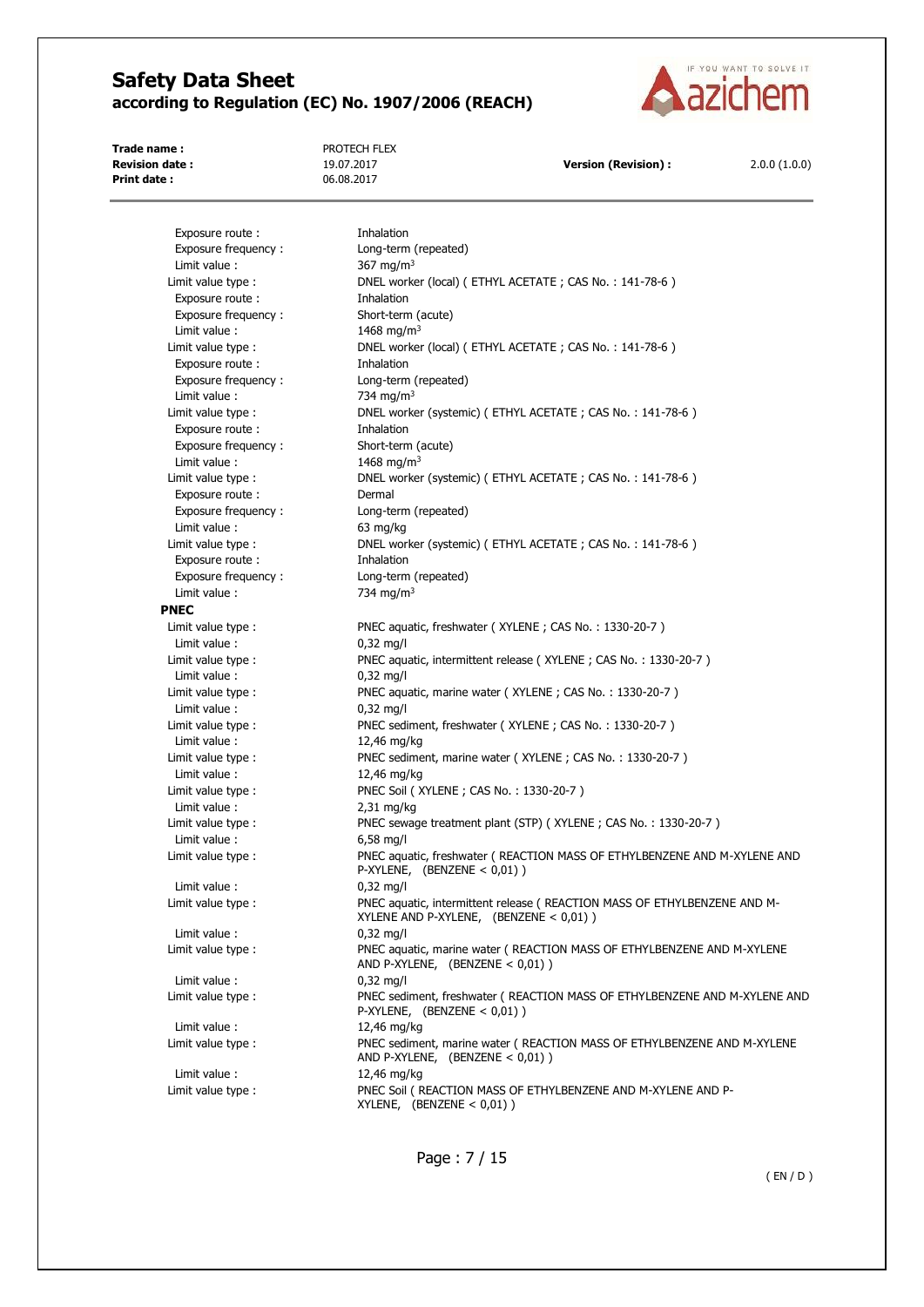Exposure route : Inhalation
Exposure frequency : Long-term (repeated)
Limit value : 367 mg/m³

Limit value type : DNEL worker (local) ( ETHYL ACETATE ; CAS No. : 141-78-6 )
Exposure route : Inhalation
Exposure frequency : Short-term (acute)
Limit value : 1468 mg/m³

Limit value type : DNEL worker (local) ( ETHYL ACETATE ; CAS No. : 141-78-6 )
Exposure route : Inhalation
Exposure frequency : Long-term (repeated)
Limit value : 734 mg/m³

Limit value type : DNEL worker (systemic) ( ETHYL ACETATE ; CAS No. : 141-78-6 )
Exposure route : Inhalation
Exposure frequency : Short-term (acute)
Limit value : 1468 mg/m³

Limit value type : DNEL worker (systemic) ( ETHYL ACETATE ; CAS No. : 141-78-6 )
Exposure route : Dermal
Exposure frequency : Long-term (repeated)
Limit value : 63 mg/kg

Limit value type : DNEL worker (systemic) ( ETHYL ACETATE ; CAS No. : 141-78-6 )
Exposure route : Inhalation
Exposure frequency : Long-term (repeated)
Limit value : 734 mg/m³

**PNEC**

Limit value type : PNEC aquatic, freshwater ( XYLENE ; CAS No. : 1330-20-7 )
Limit value : 0,32 mg/l

Limit value type : PNEC aquatic, intermittent release ( XYLENE ; CAS No. : 1330-20-7 )
Limit value : 0,32 mg/l

Limit value type : PNEC aquatic, marine water ( XYLENE ; CAS No. : 1330-20-7 )
Limit value : 0,32 mg/l

Limit value type : PNEC sediment, freshwater ( XYLENE ; CAS No. : 1330-20-7 )
Limit value : 12,46 mg/kg

Limit value type : PNEC sediment, marine water ( XYLENE ; CAS No. : 1330-20-7 )
Limit value : 12,46 mg/kg

Limit value type : PNEC Soil ( XYLENE ; CAS No. : 1330-20-7 )
Limit value : 2,31 mg/kg

Limit value type : PNEC sewage treatment plant (STP) ( XYLENE ; CAS No. : 1330-20-7 )
Limit value : 6,58 mg/l

Limit value type : PNEC aquatic, freshwater ( REACTION MASS OF ETHYLBENZENE AND M-XYLENE AND P-XYLENE, (BENZENE < 0,01) )
Limit value : 0,32 mg/l

Limit value type : PNEC aquatic, intermittent release ( REACTION MASS OF ETHYLBENZENE AND M-XYLENE AND P-XYLENE, (BENZENE < 0,01) )
Limit value : 0,32 mg/l

Limit value type : PNEC aquatic, marine water ( REACTION MASS OF ETHYLBENZENE AND M-XYLENE AND P-XYLENE, (BENZENE < 0,01) )
Limit value : 0,32 mg/l

Limit value type : PNEC sediment, freshwater ( REACTION MASS OF ETHYLBENZENE AND M-XYLENE AND P-XYLENE, (BENZENE < 0,01) )
Limit value : 12,46 mg/kg

Limit value type : PNEC sediment, marine water ( REACTION MASS OF ETHYLBENZENE AND M-XYLENE AND P-XYLENE, (BENZENE < 0,01) )
Limit value : 12,46 mg/kg

Limit value type : PNEC Soil ( REACTION MASS OF ETHYLBENZENE AND M-XYLENE AND P-XYLENE, (BENZENE < 0,01) )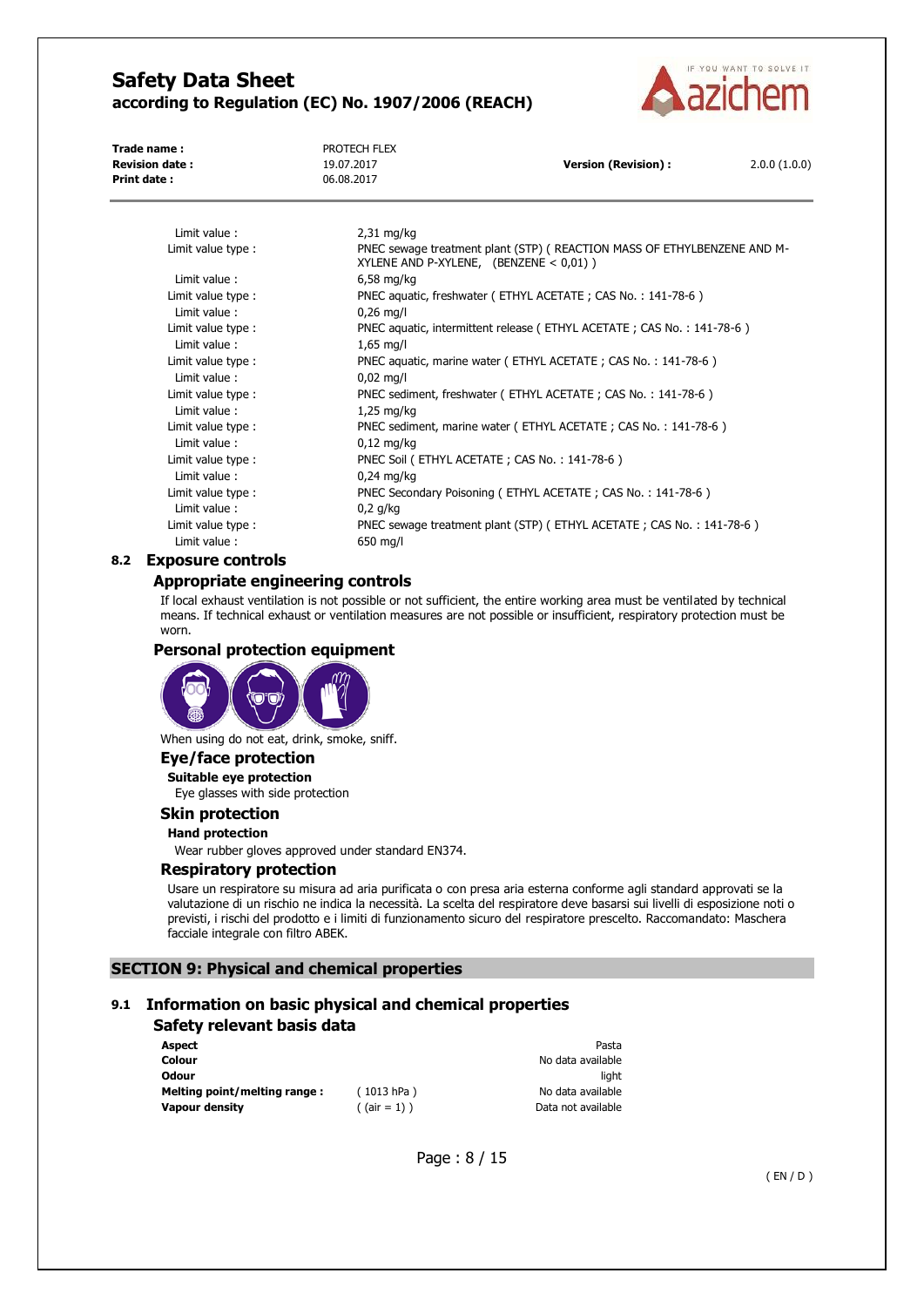| | |
|---|---|
| Limit value : | 2,31 mg/kg |
| Limit value type : | PNEC sewage treatment plant (STP) ( REACTION MASS OF ETHYLBENZENE AND M-XYLENE AND P-XYLENE, (BENZENE < 0,01) ) |
| Limit value : | 6,58 mg/kg |
| Limit value type : | PNEC aquatic, freshwater ( ETHYL ACETATE ; CAS No. : 141-78-6 ) |
| Limit value : | 0,26 mg/l |
| Limit value type : | PNEC aquatic, intermittent release ( ETHYL ACETATE ; CAS No. : 141-78-6 ) |
| Limit value : | 1,65 mg/l |
| Limit value type : | PNEC aquatic, marine water ( ETHYL ACETATE ; CAS No. : 141-78-6 ) |
| Limit value : | 0,02 mg/l |
| Limit value type : | PNEC sediment, freshwater ( ETHYL ACETATE ; CAS No. : 141-78-6 ) |
| Limit value : | 1,25 mg/kg |
| Limit value type : | PNEC sediment, marine water ( ETHYL ACETATE ; CAS No. : 141-78-6 ) |
| Limit value : | 0,12 mg/kg |
| Limit value type : | PNEC Soil ( ETHYL ACETATE ; CAS No. : 141-78-6 ) |
| Limit value : | 0,24 mg/kg |
| Limit value type : | PNEC Secondary Poisoning ( ETHYL ACETATE ; CAS No. : 141-78-6 ) |
| Limit value : | 0,2 g/kg |
| Limit value type : | PNEC sewage treatment plant (STP) ( ETHYL ACETATE ; CAS No. : 141-78-6 ) |
| Limit value : | 650 mg/l |

## 8.2 Exposure controls

### Appropriate engineering controls

If local exhaust ventilation is not possible or not sufficient, the entire working area must be ventilated by technical means. If technical exhaust or ventilation measures are not possible or insufficient, respiratory protection must be worn.

### Personal protection equipment

When using do not eat, drink, smoke, sniff.

### Eye/face protection

**Suitable eye protection**

Eye glasses with side protection

### Skin protection

**Hand protection**

Wear rubber gloves approved under standard EN374.

### Respiratory protection

Usare un respiratore su misura ad aria purificata o con presa aria esterna conforme agli standard approvati se la valutazione di un rischio ne indica la necessità. La scelta del respiratore deve basarsi sui livelli di esposizione noti o previsti, i rischi del prodotto e i limiti di funzionamento sicuro del respiratore prescelto. Raccomandato: Maschera facciale integrale con filtro ABEK.

# SECTION 9: Physical and chemical properties

## 9.1 Information on basic physical and chemical properties

### Safety relevant basis data

| | | |
|---|---|---|
| **Aspect** | | Pasta |
| **Colour** | | No data available |
| **Odour** | | light |
| **Melting point/melting range :** | ( 1013 hPa ) | No data available |
| **Vapour density** | ( (air = 1) ) | Data not available |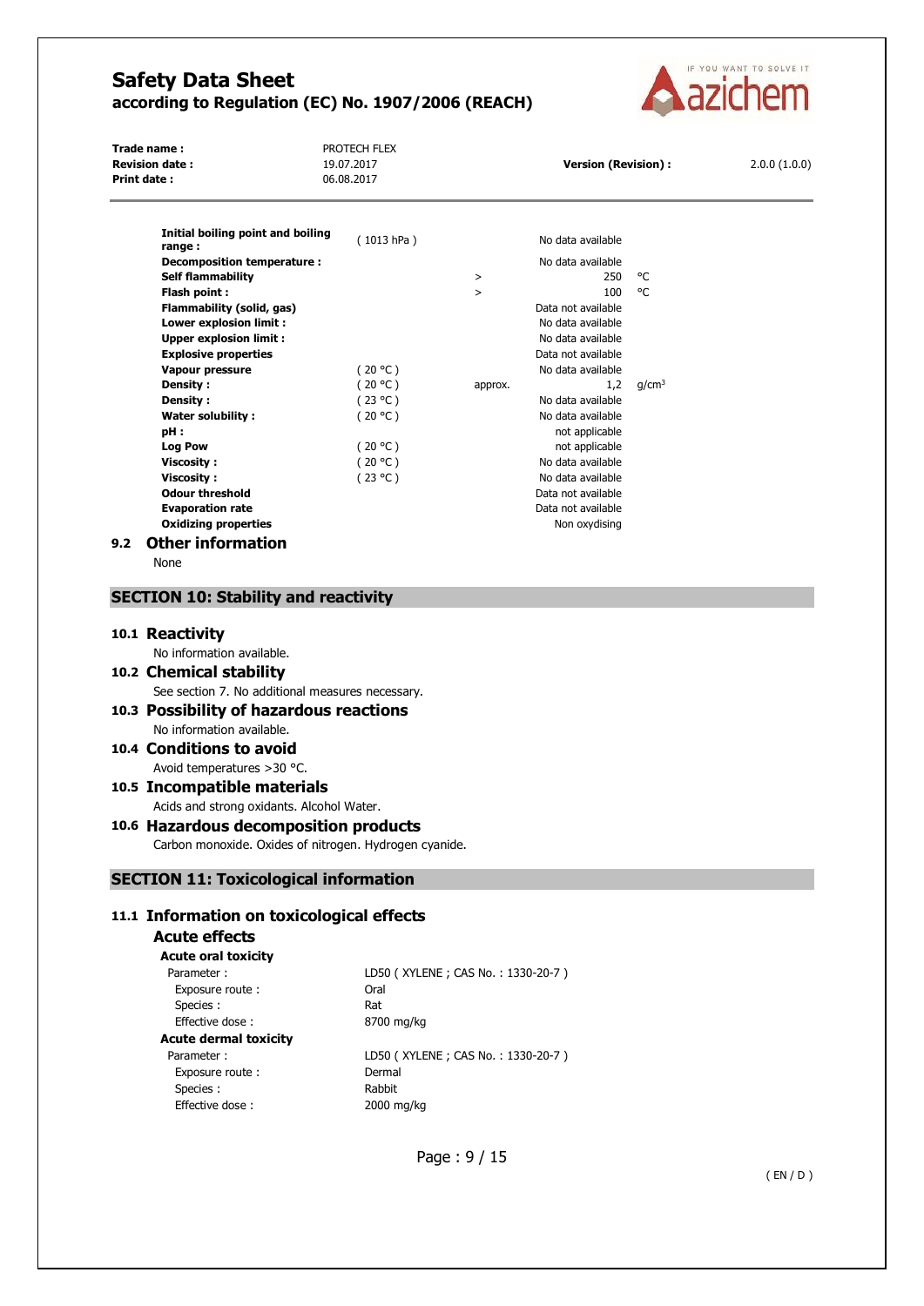| Property | Condition | | Value | Unit |
|---|---|---|---|---|
| **Initial boiling point and boiling range :** | ( 1013 hPa ) | | No data available | |
| **Decomposition temperature :** | | | No data available | |
| **Self flammability** | | > | 250 | °C |
| **Flash point :** | | > | 100 | °C |
| **Flammability (solid, gas)** | | | Data not available | |
| **Lower explosion limit :** | | | No data available | |
| **Upper explosion limit :** | | | No data available | |
| **Explosive properties** | | | Data not available | |
| **Vapour pressure** | ( 20 °C ) | | No data available | |
| **Density :** | ( 20 °C ) | approx. | 1,2 | g/cm³ |
| **Density :** | ( 23 °C ) | | No data available | |
| **Water solubility :** | ( 20 °C ) | | No data available | |
| **pH :** | | | not applicable | |
| **Log Pow** | ( 20 °C ) | | not applicable | |
| **Viscosity :** | ( 20 °C ) | | No data available | |
| **Viscosity :** | ( 23 °C ) | | No data available | |
| **Odour threshold** | | | Data not available | |
| **Evaporation rate** | | | Data not available | |
| **Oxidizing properties** | | | Non oxydising | |

### 9.2 Other information

None

## SECTION 10: Stability and reactivity

### 10.1 Reactivity

No information available.

### 10.2 Chemical stability

See section 7. No additional measures necessary.

### 10.3 Possibility of hazardous reactions

No information available.

### 10.4 Conditions to avoid

Avoid temperatures >30 °C.

### 10.5 Incompatible materials

Acids and strong oxidants. Alcohol Water.

### 10.6 Hazardous decomposition products

Carbon monoxide. Oxides of nitrogen. Hydrogen cyanide.

## SECTION 11: Toxicological information

### 11.1 Information on toxicological effects

#### Acute effects

**Acute oral toxicity**

| | |
|---|---|
| Parameter : | LD50 ( XYLENE ; CAS No. : 1330-20-7 ) |
| Exposure route : | Oral |
| Species : | Rat |
| Effective dose : | 8700 mg/kg |

**Acute dermal toxicity**

| | |
|---|---|
| Parameter : | LD50 ( XYLENE ; CAS No. : 1330-20-7 ) |
| Exposure route : | Dermal |
| Species : | Rabbit |
| Effective dose : | 2000 mg/kg |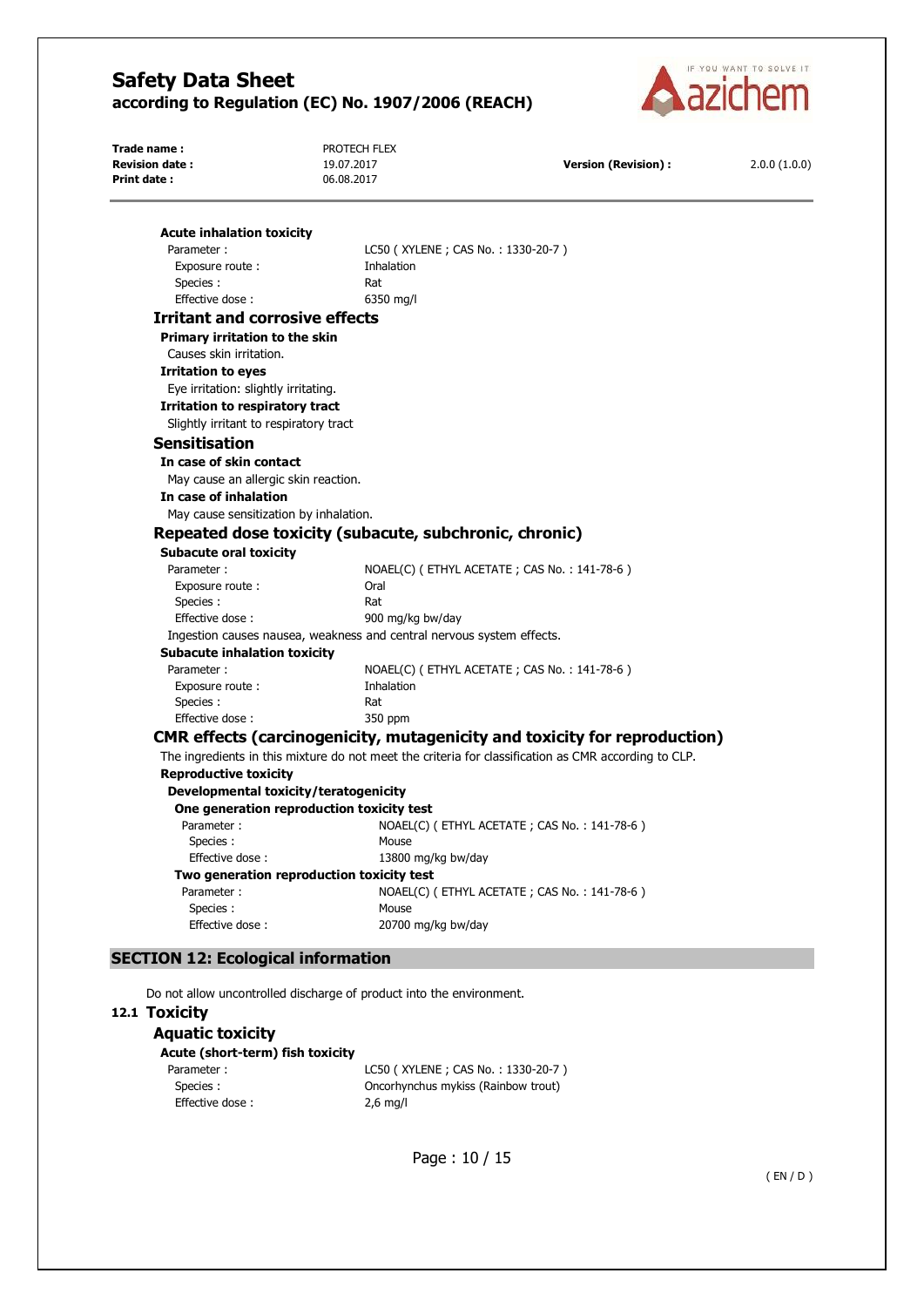#### Acute inhalation toxicity

| | |
|---|---|
| Parameter : | LC50 ( XYLENE ; CAS No. : 1330-20-7 ) |
| Exposure route : | Inhalation |
| Species : | Rat |
| Effective dose : | 6350 mg/l |

### Irritant and corrosive effects

#### Primary irritation to the skin

Causes skin irritation.

#### Irritation to eyes

Eye irritation: slightly irritating.

#### Irritation to respiratory tract

Slightly irritant to respiratory tract

### Sensitisation

#### In case of skin contact

May cause an allergic skin reaction.

#### In case of inhalation

May cause sensitization by inhalation.

### Repeated dose toxicity (subacute, subchronic, chronic)

#### Subacute oral toxicity

| | |
|---|---|
| Parameter : | NOAEL(C) ( ETHYL ACETATE ; CAS No. : 141-78-6 ) |
| Exposure route : | Oral |
| Species : | Rat |
| Effective dose : | 900 mg/kg bw/day |

Ingestion causes nausea, weakness and central nervous system effects.

#### Subacute inhalation toxicity

| | |
|---|---|
| Parameter : | NOAEL(C) ( ETHYL ACETATE ; CAS No. : 141-78-6 ) |
| Exposure route : | Inhalation |
| Species : | Rat |
| Effective dose : | 350 ppm |

### CMR effects (carcinogenicity, mutagenicity and toxicity for reproduction)

The ingredients in this mixture do not meet the criteria for classification as CMR according to CLP.

#### Reproductive toxicity

**Developmental toxicity/teratogenicity**

**One generation reproduction toxicity test**

| | |
|---|---|
| Parameter : | NOAEL(C) ( ETHYL ACETATE ; CAS No. : 141-78-6 ) |
| Species : | Mouse |
| Effective dose : | 13800 mg/kg bw/day |

**Two generation reproduction toxicity test**

| | |
|---|---|
| Parameter : | NOAEL(C) ( ETHYL ACETATE ; CAS No. : 141-78-6 ) |
| Species : | Mouse |
| Effective dose : | 20700 mg/kg bw/day |

## SECTION 12: Ecological information

Do not allow uncontrolled discharge of product into the environment.

### 12.1 Toxicity

### Aquatic toxicity

#### Acute (short-term) fish toxicity

| | |
|---|---|
| Parameter : | LC50 ( XYLENE ; CAS No. : 1330-20-7 ) |
| Species : | Oncorhynchus mykiss (Rainbow trout) |
| Effective dose : | 2,6 mg/l |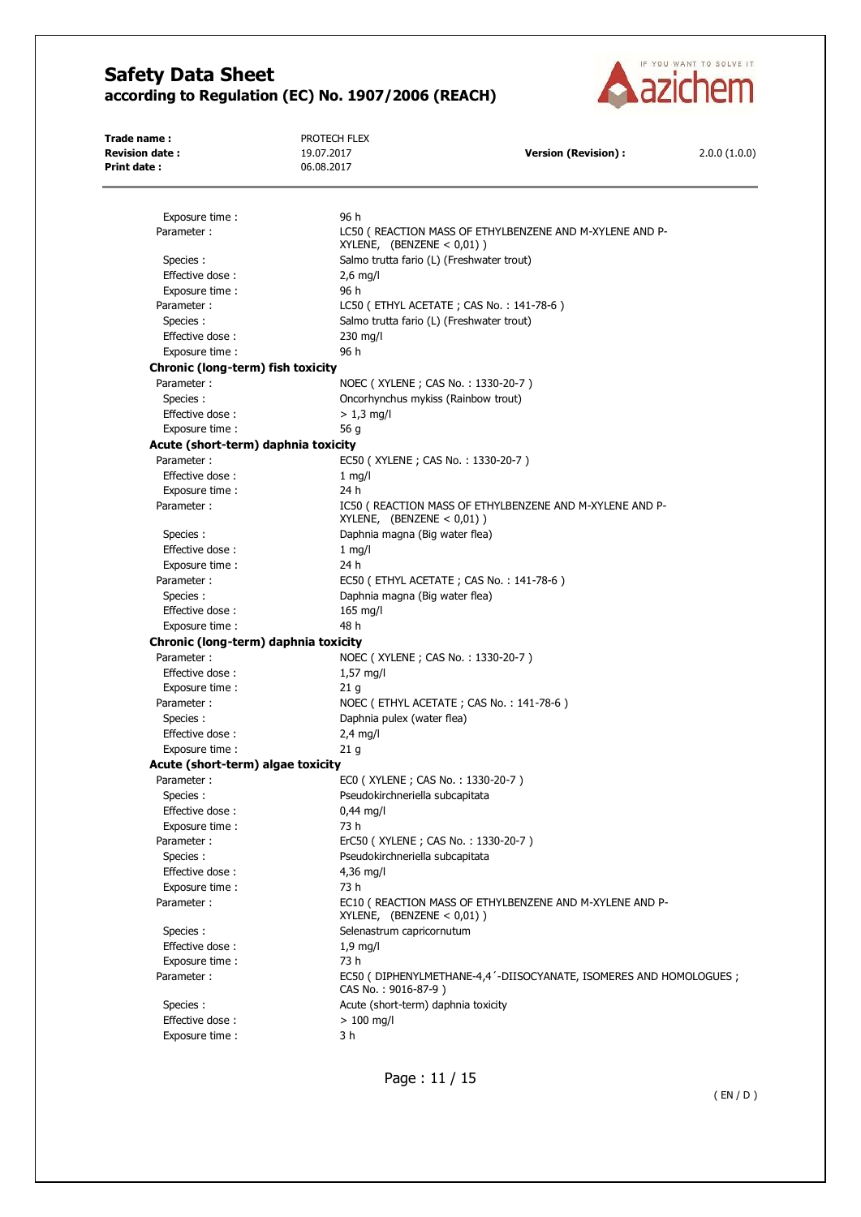| | |
|---|---|
| Exposure time : | 96 h |
| Parameter : | LC50 ( REACTION MASS OF ETHYLBENZENE AND M-XYLENE AND P-XYLENE, (BENZENE < 0,01) ) |
| Species : | Salmo trutta fario (L) (Freshwater trout) |
| Effective dose : | 2,6 mg/l |
| Exposure time : | 96 h |
| Parameter : | LC50 ( ETHYL ACETATE ; CAS No. : 141-78-6 ) |
| Species : | Salmo trutta fario (L) (Freshwater trout) |
| Effective dose : | 230 mg/l |
| Exposure time : | 96 h |

**Chronic (long-term) fish toxicity**

| | |
|---|---|
| Parameter : | NOEC ( XYLENE ; CAS No. : 1330-20-7 ) |
| Species : | Oncorhynchus mykiss (Rainbow trout) |
| Effective dose : | > 1,3 mg/l |
| Exposure time : | 56 g |

**Acute (short-term) daphnia toxicity**

| | |
|---|---|
| Parameter : | EC50 ( XYLENE ; CAS No. : 1330-20-7 ) |
| Effective dose : | 1 mg/l |
| Exposure time : | 24 h |
| Parameter : | IC50 ( REACTION MASS OF ETHYLBENZENE AND M-XYLENE AND P-XYLENE, (BENZENE < 0,01) ) |
| Species : | Daphnia magna (Big water flea) |
| Effective dose : | 1 mg/l |
| Exposure time : | 24 h |
| Parameter : | EC50 ( ETHYL ACETATE ; CAS No. : 141-78-6 ) |
| Species : | Daphnia magna (Big water flea) |
| Effective dose : | 165 mg/l |
| Exposure time : | 48 h |

**Chronic (long-term) daphnia toxicity**

| | |
|---|---|
| Parameter : | NOEC ( XYLENE ; CAS No. : 1330-20-7 ) |
| Effective dose : | 1,57 mg/l |
| Exposure time : | 21 g |
| Parameter : | NOEC ( ETHYL ACETATE ; CAS No. : 141-78-6 ) |
| Species : | Daphnia pulex (water flea) |
| Effective dose : | 2,4 mg/l |
| Exposure time : | 21 g |

**Acute (short-term) algae toxicity**

| | |
|---|---|
| Parameter : | EC0 ( XYLENE ; CAS No. : 1330-20-7 ) |
| Species : | Pseudokirchneriella subcapitata |
| Effective dose : | 0,44 mg/l |
| Exposure time : | 73 h |
| Parameter : | ErC50 ( XYLENE ; CAS No. : 1330-20-7 ) |
| Species : | Pseudokirchneriella subcapitata |
| Effective dose : | 4,36 mg/l |
| Exposure time : | 73 h |
| Parameter : | EC10 ( REACTION MASS OF ETHYLBENZENE AND M-XYLENE AND P-XYLENE, (BENZENE < 0,01) ) |
| Species : | Selenastrum capricornutum |
| Effective dose : | 1,9 mg/l |
| Exposure time : | 73 h |
| Parameter : | EC50 ( DIPHENYLMETHANE-4,4´-DIISOCYANATE, ISOMERES AND HOMOLOGUES ; CAS No. : 9016-87-9 ) |
| Species : | Acute (short-term) daphnia toxicity |
| Effective dose : | > 100 mg/l |
| Exposure time : | 3 h |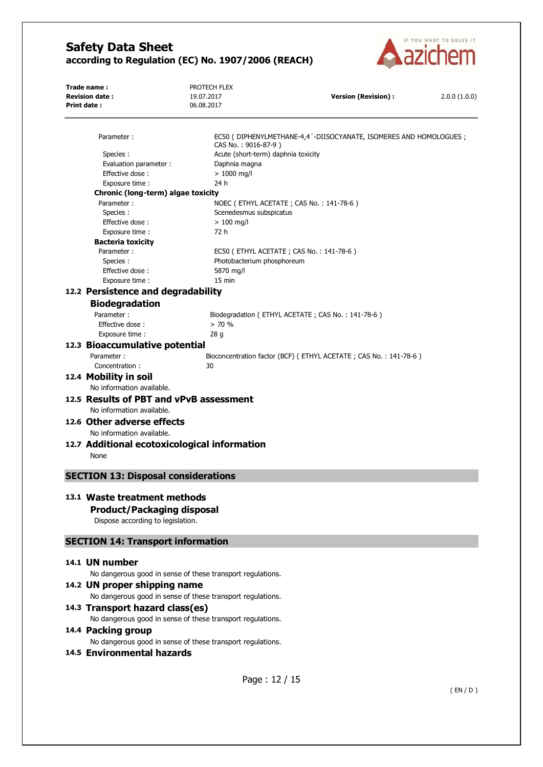| | |
|---|---|
| Parameter : | EC50 ( DIPHENYLMETHANE-4,4´-DIISOCYANATE, ISOMERES AND HOMOLOGUES ; CAS No. : 9016-87-9 ) |
| Species : | Acute (short-term) daphnia toxicity |
| Evaluation parameter : | Daphnia magna |
| Effective dose : | > 1000 mg/l |
| Exposure time : | 24 h |

**Chronic (long-term) algae toxicity**

| | |
|---|---|
| Parameter : | NOEC ( ETHYL ACETATE ; CAS No. : 141-78-6 ) |
| Species : | Scenedesmus subspicatus |
| Effective dose : | > 100 mg/l |
| Exposure time : | 72 h |

**Bacteria toxicity**

| | |
|---|---|
| Parameter : | EC50 ( ETHYL ACETATE ; CAS No. : 141-78-6 ) |
| Species : | Photobacterium phosphoreum |
| Effective dose : | 5870 mg/l |
| Exposure time : | 15 min |

## 12.2 Persistence and degradability

### Biodegradation

| | |
|---|---|
| Parameter : | Biodegradation ( ETHYL ACETATE ; CAS No. : 141-78-6 ) |
| Effective dose : | > 70 % |
| Exposure time : | 28 g |

## 12.3 Bioaccumulative potential

| | |
|---|---|
| Parameter : | Bioconcentration factor (BCF) ( ETHYL ACETATE ; CAS No. : 141-78-6 ) |
| Concentration : | 30 |

## 12.4 Mobility in soil

No information available.

## 12.5 Results of PBT and vPvB assessment

No information available.

## 12.6 Other adverse effects

No information available.

## 12.7 Additional ecotoxicological information

None

# SECTION 13: Disposal considerations

## 13.1 Waste treatment methods

### Product/Packaging disposal

Dispose according to legislation.

# SECTION 14: Transport information

## 14.1 UN number

No dangerous good in sense of these transport regulations.

## 14.2 UN proper shipping name

No dangerous good in sense of these transport regulations.

## 14.3 Transport hazard class(es)

No dangerous good in sense of these transport regulations.

## 14.4 Packing group

No dangerous good in sense of these transport regulations.

## 14.5 Environmental hazards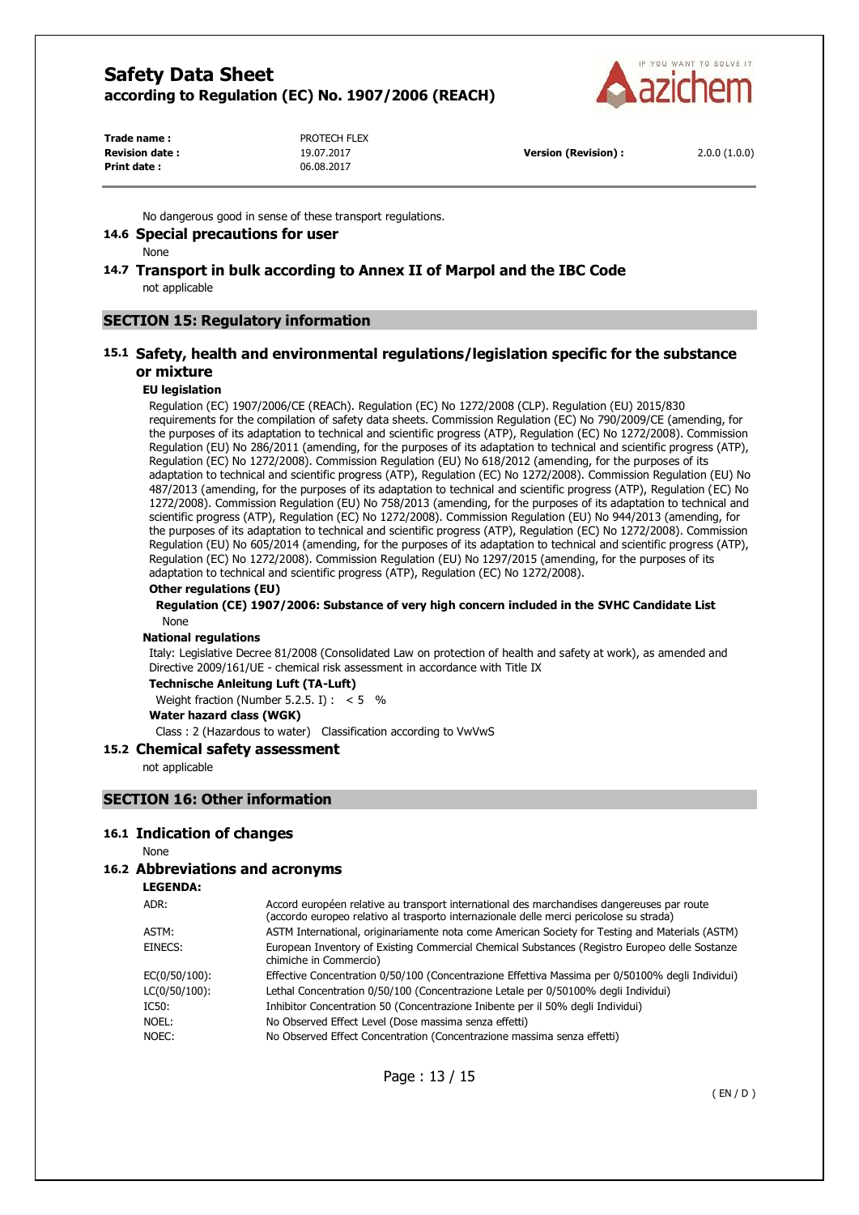No dangerous good in sense of these transport regulations.

### 14.6 Special precautions for user

None

### 14.7 Transport in bulk according to Annex II of Marpol and the IBC Code

not applicable

## SECTION 15: Regulatory information

### 15.1 Safety, health and environmental regulations/legislation specific for the substance or mixture

**EU legislation**

Regulation (EC) 1907/2006/CE (REACh). Regulation (EC) No 1272/2008 (CLP). Regulation (EU) 2015/830 requirements for the compilation of safety data sheets. Commission Regulation (EC) No 790/2009/CE (amending, for the purposes of its adaptation to technical and scientific progress (ATP), Regulation (EC) No 1272/2008). Commission Regulation (EU) No 286/2011 (amending, for the purposes of its adaptation to technical and scientific progress (ATP), Regulation (EC) No 1272/2008). Commission Regulation (EU) No 618/2012 (amending, for the purposes of its adaptation to technical and scientific progress (ATP), Regulation (EC) No 1272/2008). Commission Regulation (EU) No 487/2013 (amending, for the purposes of its adaptation to technical and scientific progress (ATP), Regulation (EC) No 1272/2008). Commission Regulation (EU) No 758/2013 (amending, for the purposes of its adaptation to technical and scientific progress (ATP), Regulation (EC) No 1272/2008). Commission Regulation (EU) No 944/2013 (amending, for the purposes of its adaptation to technical and scientific progress (ATP), Regulation (EC) No 1272/2008). Commission Regulation (EU) No 605/2014 (amending, for the purposes of its adaptation to technical and scientific progress (ATP), Regulation (EC) No 1272/2008). Commission Regulation (EU) No 1297/2015 (amending, for the purposes of its adaptation to technical and scientific progress (ATP), Regulation (EC) No 1272/2008).

**Other regulations (EU)**

**Regulation (CE) 1907/2006: Substance of very high concern included in the SVHC Candidate List**

None

**National regulations**

Italy: Legislative Decree 81/2008 (Consolidated Law on protection of health and safety at work), as amended and Directive 2009/161/UE - chemical risk assessment in accordance with Title IX

**Technische Anleitung Luft (TA-Luft)**

Weight fraction (Number 5.2.5. I) : < 5 %

**Water hazard class (WGK)**

Class : 2 (Hazardous to water) Classification according to VwVwS

### 15.2 Chemical safety assessment

not applicable

## SECTION 16: Other information

### 16.1 Indication of changes

None

### 16.2 Abbreviations and acronyms

**LEGENDA:**

| | |
|---|---|
| ADR: | Accord européen relative au transport international des marchandises dangereuses par route (accordo europeo relativo al trasporto internazionale delle merci pericolose su strada) |
| ASTM: | ASTM International, originariamente nota come American Society for Testing and Materials (ASTM) |
| EINECS: | European Inventory of Existing Commercial Chemical Substances (Registro Europeo delle Sostanze chimiche in Commercio) |
| EC(0/50/100): | Effective Concentration 0/50/100 (Concentrazione Effettiva Massima per 0/50100% degli Individui) |
| LC(0/50/100): | Lethal Concentration 0/50/100 (Concentrazione Letale per 0/50100% degli Individui) |
| IC50: | Inhibitor Concentration 50 (Concentrazione Inibente per il 50% degli Individui) |
| NOEL: | No Observed Effect Level (Dose massima senza effetti) |
| NOEC: | No Observed Effect Concentration (Concentrazione massima senza effetti) |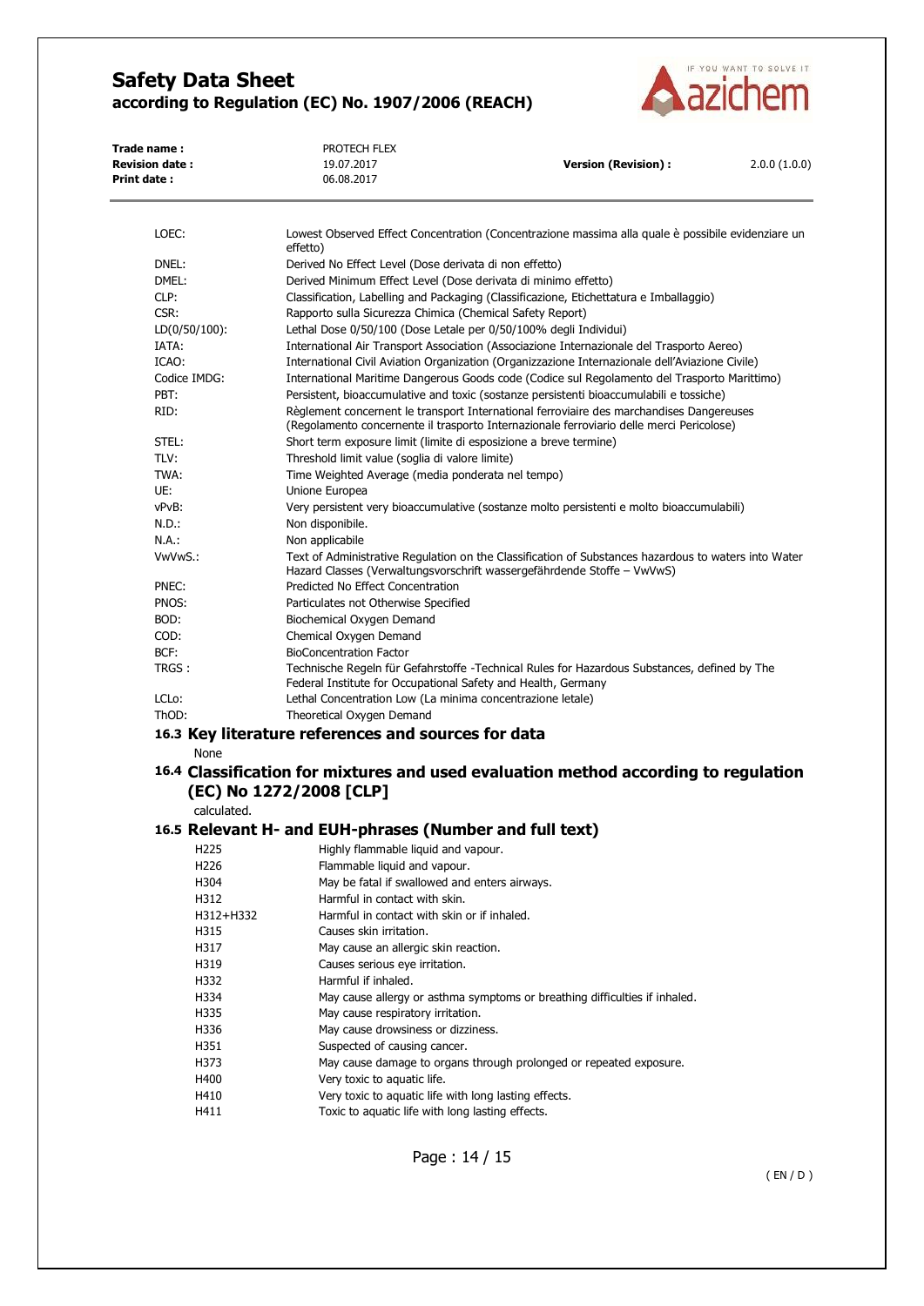| | |
|---|---|
| LOEC: | Lowest Observed Effect Concentration (Concentrazione massima alla quale è possibile evidenziare un effetto) |
| DNEL: | Derived No Effect Level (Dose derivata di non effetto) |
| DMEL: | Derived Minimum Effect Level (Dose derivata di minimo effetto) |
| CLP: | Classification, Labelling and Packaging (Classificazione, Etichettatura e Imballaggio) |
| CSR: | Rapporto sulla Sicurezza Chimica (Chemical Safety Report) |
| LD(0/50/100): | Lethal Dose 0/50/100 (Dose Letale per 0/50/100% degli Individui) |
| IATA: | International Air Transport Association (Associazione Internazionale del Trasporto Aereo) |
| ICAO: | International Civil Aviation Organization (Organizzazione Internazionale dell'Aviazione Civile) |
| Codice IMDG: | International Maritime Dangerous Goods code (Codice sul Regolamento del Trasporto Marittimo) |
| PBT: | Persistent, bioaccumulative and toxic (sostanze persistenti bioaccumulabili e tossiche) |
| RID: | Règlement concernent le transport International ferroviaire des marchandises Dangereuses (Regolamento concernente il trasporto Internazionale ferroviario delle merci Pericolose) |
| STEL: | Short term exposure limit (limite di esposizione a breve termine) |
| TLV: | Threshold limit value (soglia di valore limite) |
| TWA: | Time Weighted Average (media ponderata nel tempo) |
| UE: | Unione Europea |
| vPvB: | Very persistent very bioaccumulative (sostanze molto persistenti e molto bioaccumulabili) |
| N.D.: | Non disponibile. |
| N.A.: | Non applicabile |
| VwVwS.: | Text of Administrative Regulation on the Classification of Substances hazardous to waters into Water Hazard Classes (Verwaltungsvorschrift wassergefährdende Stoffe – VwVwS) |
| PNEC: | Predicted No Effect Concentration |
| PNOS: | Particulates not Otherwise Specified |
| BOD: | Biochemical Oxygen Demand |
| COD: | Chemical Oxygen Demand |
| BCF: | BioConcentration Factor |
| TRGS : | Technische Regeln für Gefahrstoffe -Technical Rules for Hazardous Substances, defined by The Federal Institute for Occupational Safety and Health, Germany |
| LCLo: | Lethal Concentration Low (La minima concentrazione letale) |
| ThOD: | Theoretical Oxygen Demand |

## 16.3 Key literature references and sources for data

None

## 16.4 Classification for mixtures and used evaluation method according to regulation (EC) No 1272/2008 [CLP]

calculated.

## 16.5 Relevant H- and EUH-phrases (Number and full text)

| | |
|---|---|
| H225 | Highly flammable liquid and vapour. |
| H226 | Flammable liquid and vapour. |
| H304 | May be fatal if swallowed and enters airways. |
| H312 | Harmful in contact with skin. |
| H312+H332 | Harmful in contact with skin or if inhaled. |
| H315 | Causes skin irritation. |
| H317 | May cause an allergic skin reaction. |
| H319 | Causes serious eye irritation. |
| H332 | Harmful if inhaled. |
| H334 | May cause allergy or asthma symptoms or breathing difficulties if inhaled. |
| H335 | May cause respiratory irritation. |
| H336 | May cause drowsiness or dizziness. |
| H351 | Suspected of causing cancer. |
| H373 | May cause damage to organs through prolonged or repeated exposure. |
| H400 | Very toxic to aquatic life. |
| H410 | Very toxic to aquatic life with long lasting effects. |
| H411 | Toxic to aquatic life with long lasting effects. |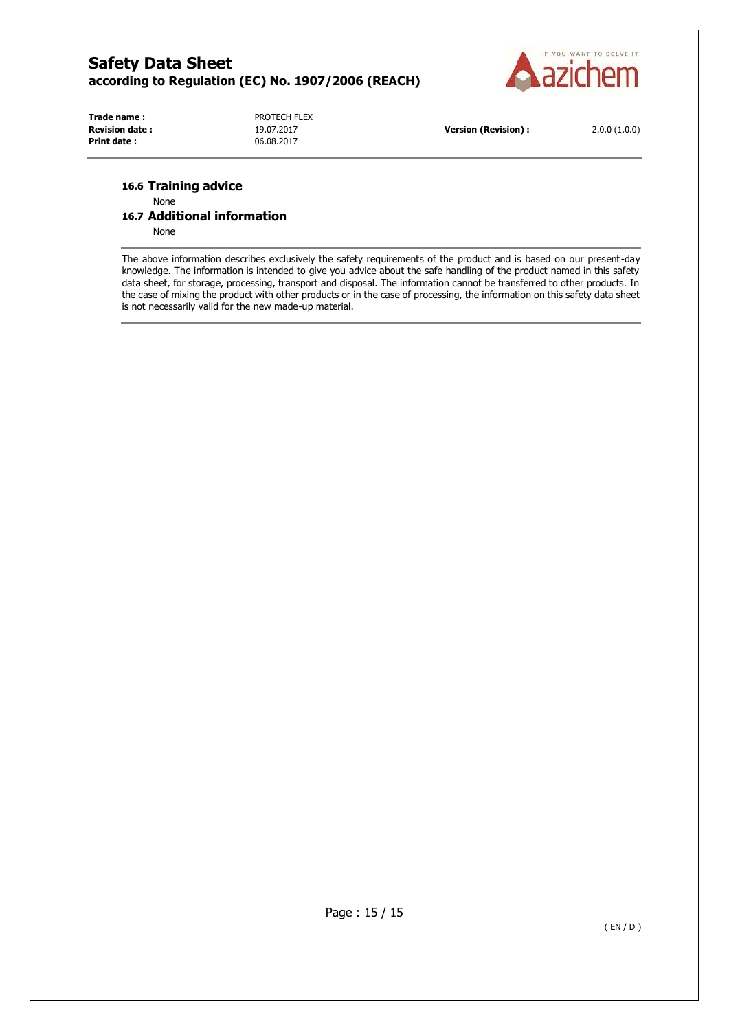### 16.6 Training advice

None

### 16.7 Additional information

None

The above information describes exclusively the safety requirements of the product and is based on our present-day knowledge. The information is intended to give you advice about the safe handling of the product named in this safety data sheet, for storage, processing, transport and disposal. The information cannot be transferred to other products. In the case of mixing the product with other products or in the case of processing, the information on this safety data sheet is not necessarily valid for the new made-up material.